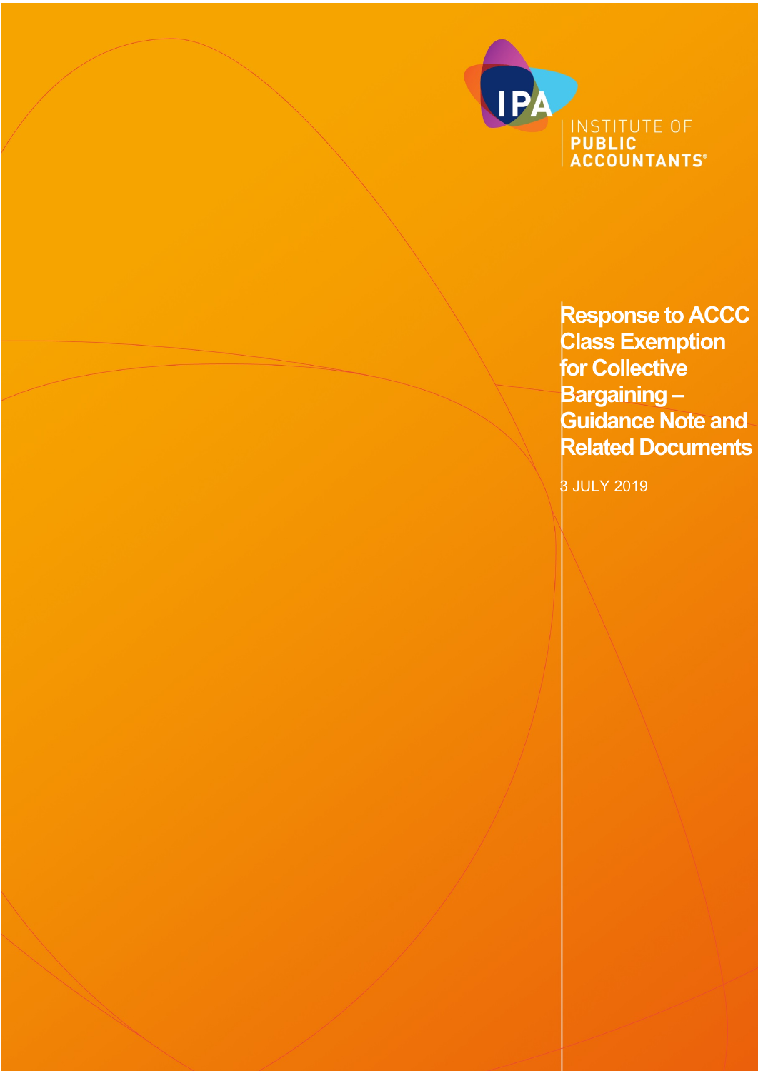INSTITUTE OF
**PUBLIC ACCOUNTANTS**®

# Response to ACCC Class Exemption for Collective Bargaining – Guidance Note and Related Documents

3 JULY 2019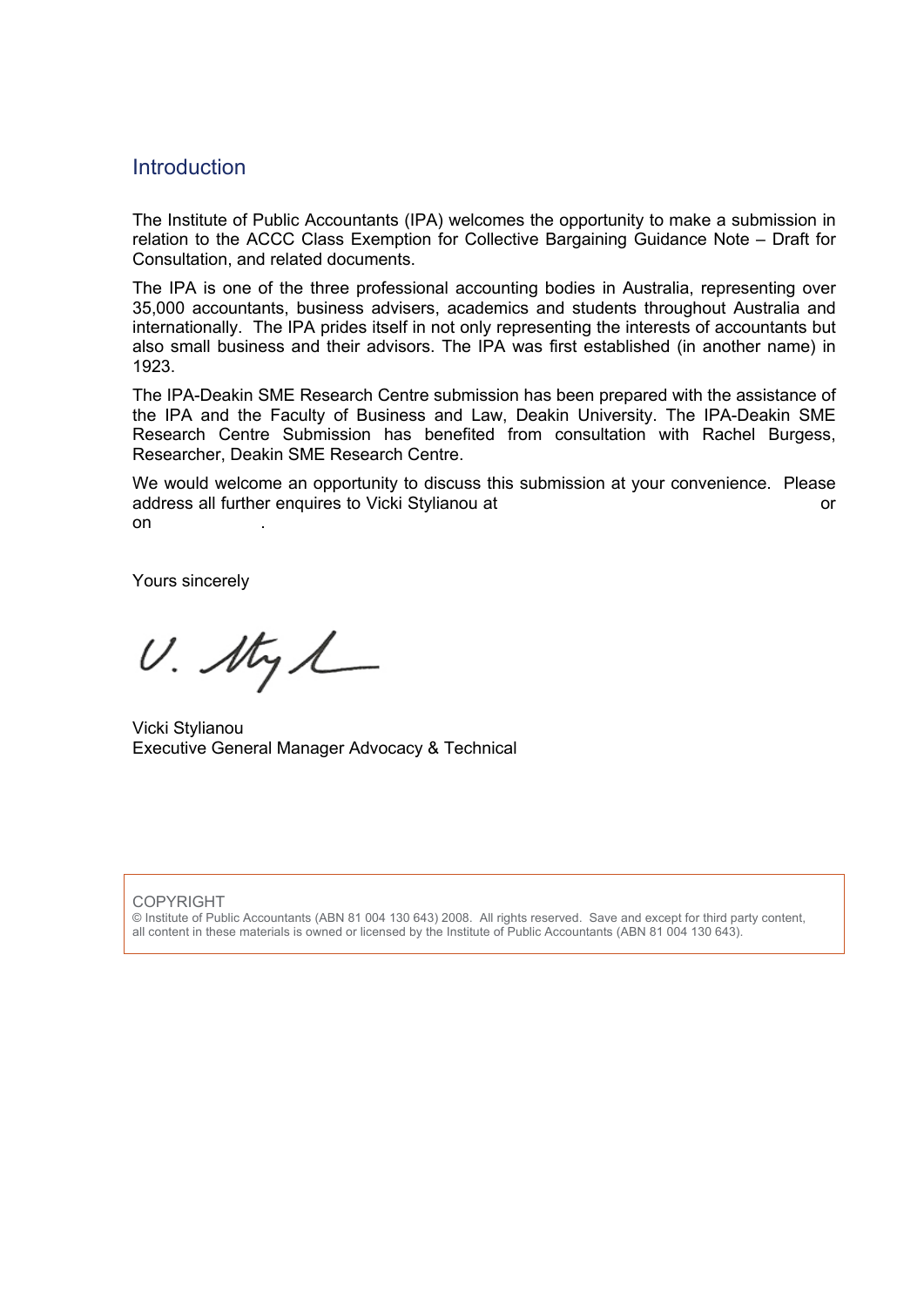## Introduction

The Institute of Public Accountants (IPA) welcomes the opportunity to make a submission in relation to the ACCC Class Exemption for Collective Bargaining Guidance Note – Draft for Consultation, and related documents.

The IPA is one of the three professional accounting bodies in Australia, representing over 35,000 accountants, business advisers, academics and students throughout Australia and internationally. The IPA prides itself in not only representing the interests of accountants but also small business and their advisors. The IPA was first established (in another name) in 1923.

The IPA-Deakin SME Research Centre submission has been prepared with the assistance of the IPA and the Faculty of Business and Law, Deakin University. The IPA-Deakin SME Research Centre Submission has benefited from consultation with Rachel Burgess, Researcher, Deakin SME Research Centre.

We would welcome an opportunity to discuss this submission at your convenience. Please address all further enquires to Vicki Stylianou at or on .

Yours sincerely

Vicki Stylianou
Executive General Manager Advocacy & Technical

COPYRIGHT
© Institute of Public Accountants (ABN 81 004 130 643) 2008. All rights reserved. Save and except for third party content, all content in these materials is owned or licensed by the Institute of Public Accountants (ABN 81 004 130 643).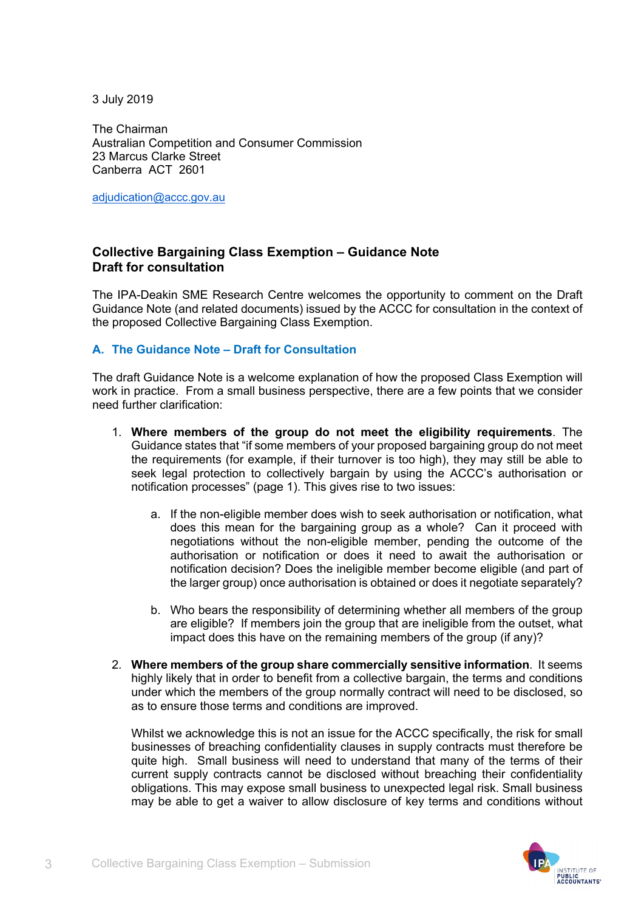3 July 2019

The Chairman
Australian Competition and Consumer Commission
23 Marcus Clarke Street
Canberra ACT 2601

adjudication@accc.gov.au

**Collective Bargaining Class Exemption – Guidance Note**
**Draft for consultation**

The IPA-Deakin SME Research Centre welcomes the opportunity to comment on the Draft Guidance Note (and related documents) issued by the ACCC for consultation in the context of the proposed Collective Bargaining Class Exemption.

### A. The Guidance Note – Draft for Consultation

The draft Guidance Note is a welcome explanation of how the proposed Class Exemption will work in practice. From a small business perspective, there are a few points that we consider need further clarification:

1. **Where members of the group do not meet the eligibility requirements**. The Guidance states that "if some members of your proposed bargaining group do not meet the requirements (for example, if their turnover is too high), they may still be able to seek legal protection to collectively bargain by using the ACCC's authorisation or notification processes" (page 1). This gives rise to two issues:

    a. If the non-eligible member does wish to seek authorisation or notification, what does this mean for the bargaining group as a whole? Can it proceed with negotiations without the non-eligible member, pending the outcome of the authorisation or notification or does it need to await the authorisation or notification decision? Does the ineligible member become eligible (and part of the larger group) once authorisation is obtained or does it negotiate separately?

    b. Who bears the responsibility of determining whether all members of the group are eligible? If members join the group that are ineligible from the outset, what impact does this have on the remaining members of the group (if any)?

2. **Where members of the group share commercially sensitive information**. It seems highly likely that in order to benefit from a collective bargain, the terms and conditions under which the members of the group normally contract will need to be disclosed, so as to ensure those terms and conditions are improved.

    Whilst we acknowledge this is not an issue for the ACCC specifically, the risk for small businesses of breaching confidentiality clauses in supply contracts must therefore be quite high. Small business will need to understand that many of the terms of their current supply contracts cannot be disclosed without breaching their confidentiality obligations. This may expose small business to unexpected legal risk. Small business may be able to get a waiver to allow disclosure of key terms and conditions without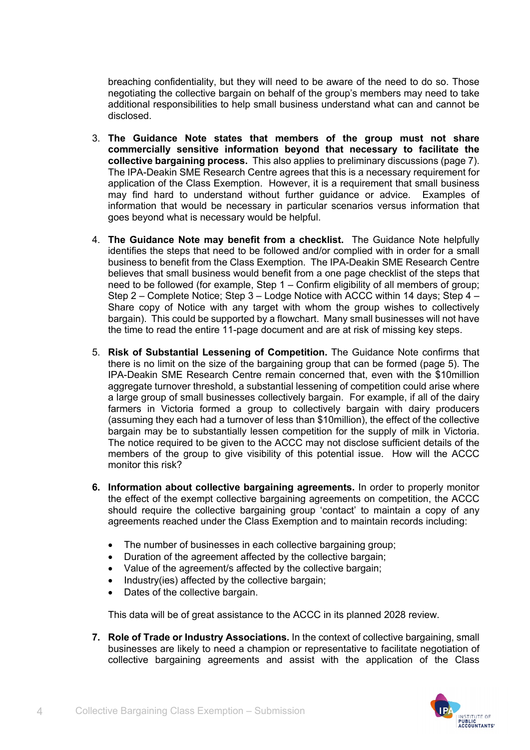breaching confidentiality, but they will need to be aware of the need to do so. Those negotiating the collective bargain on behalf of the group's members may need to take additional responsibilities to help small business understand what can and cannot be disclosed.

3. **The Guidance Note states that members of the group must not share commercially sensitive information beyond that necessary to facilitate the collective bargaining process.** This also applies to preliminary discussions (page 7). The IPA-Deakin SME Research Centre agrees that this is a necessary requirement for application of the Class Exemption. However, it is a requirement that small business may find hard to understand without further guidance or advice. Examples of information that would be necessary in particular scenarios versus information that goes beyond what is necessary would be helpful.

4. **The Guidance Note may benefit from a checklist.** The Guidance Note helpfully identifies the steps that need to be followed and/or complied with in order for a small business to benefit from the Class Exemption. The IPA-Deakin SME Research Centre believes that small business would benefit from a one page checklist of the steps that need to be followed (for example, Step 1 – Confirm eligibility of all members of group; Step 2 – Complete Notice; Step 3 – Lodge Notice with ACCC within 14 days; Step 4 – Share copy of Notice with any target with whom the group wishes to collectively bargain). This could be supported by a flowchart. Many small businesses will not have the time to read the entire 11-page document and are at risk of missing key steps.

5. **Risk of Substantial Lessening of Competition.** The Guidance Note confirms that there is no limit on the size of the bargaining group that can be formed (page 5). The IPA-Deakin SME Research Centre remain concerned that, even with the $10million aggregate turnover threshold, a substantial lessening of competition could arise where a large group of small businesses collectively bargain. For example, if all of the dairy farmers in Victoria formed a group to collectively bargain with dairy producers (assuming they each had a turnover of less than $10million), the effect of the collective bargain may be to substantially lessen competition for the supply of milk in Victoria. The notice required to be given to the ACCC may not disclose sufficient details of the members of the group to give visibility of this potential issue. How will the ACCC monitor this risk?

6. **Information about collective bargaining agreements.** In order to properly monitor the effect of the exempt collective bargaining agreements on competition, the ACCC should require the collective bargaining group 'contact' to maintain a copy of any agreements reached under the Class Exemption and to maintain records including:

   - The number of businesses in each collective bargaining group;
   - Duration of the agreement affected by the collective bargain;
   - Value of the agreement/s affected by the collective bargain;
   - Industry(ies) affected by the collective bargain;
   - Dates of the collective bargain.

   This data will be of great assistance to the ACCC in its planned 2028 review.

7. **Role of Trade or Industry Associations.** In the context of collective bargaining, small businesses are likely to need a champion or representative to facilitate negotiation of collective bargaining agreements and assist with the application of the Class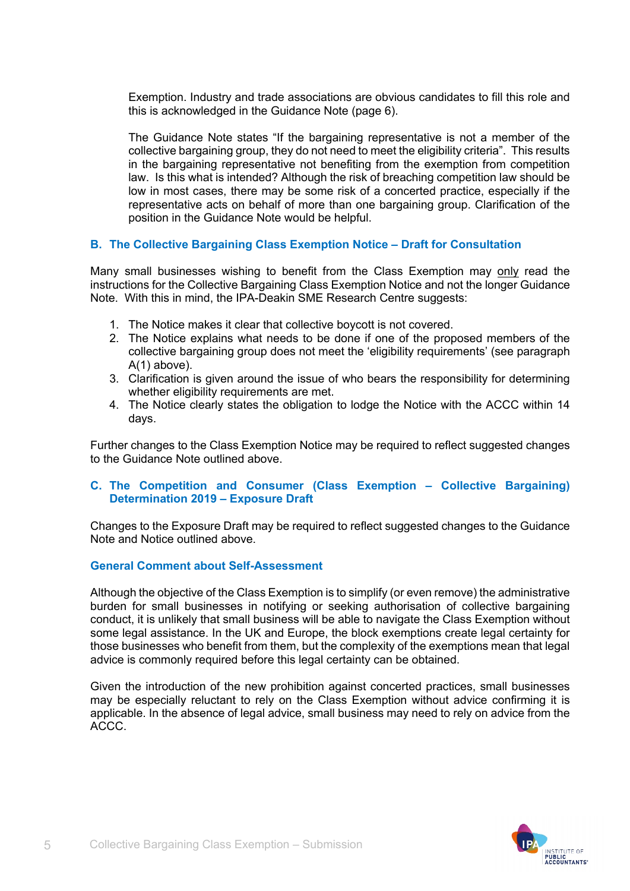Exemption. Industry and trade associations are obvious candidates to fill this role and this is acknowledged in the Guidance Note (page 6).

The Guidance Note states "If the bargaining representative is not a member of the collective bargaining group, they do not need to meet the eligibility criteria". This results in the bargaining representative not benefiting from the exemption from competition law. Is this what is intended? Although the risk of breaching competition law should be low in most cases, there may be some risk of a concerted practice, especially if the representative acts on behalf of more than one bargaining group. Clarification of the position in the Guidance Note would be helpful.

### B. The Collective Bargaining Class Exemption Notice – Draft for Consultation

Many small businesses wishing to benefit from the Class Exemption may only read the instructions for the Collective Bargaining Class Exemption Notice and not the longer Guidance Note. With this in mind, the IPA-Deakin SME Research Centre suggests:

1. The Notice makes it clear that collective boycott is not covered.
2. The Notice explains what needs to be done if one of the proposed members of the collective bargaining group does not meet the 'eligibility requirements' (see paragraph A(1) above).
3. Clarification is given around the issue of who bears the responsibility for determining whether eligibility requirements are met.
4. The Notice clearly states the obligation to lodge the Notice with the ACCC within 14 days.

Further changes to the Class Exemption Notice may be required to reflect suggested changes to the Guidance Note outlined above.

### C. The Competition and Consumer (Class Exemption – Collective Bargaining) Determination 2019 – Exposure Draft

Changes to the Exposure Draft may be required to reflect suggested changes to the Guidance Note and Notice outlined above.

### General Comment about Self-Assessment

Although the objective of the Class Exemption is to simplify (or even remove) the administrative burden for small businesses in notifying or seeking authorisation of collective bargaining conduct, it is unlikely that small business will be able to navigate the Class Exemption without some legal assistance. In the UK and Europe, the block exemptions create legal certainty for those businesses who benefit from them, but the complexity of the exemptions mean that legal advice is commonly required before this legal certainty can be obtained.

Given the introduction of the new prohibition against concerted practices, small businesses may be especially reluctant to rely on the Class Exemption without advice confirming it is applicable. In the absence of legal advice, small business may need to rely on advice from the ACCC.